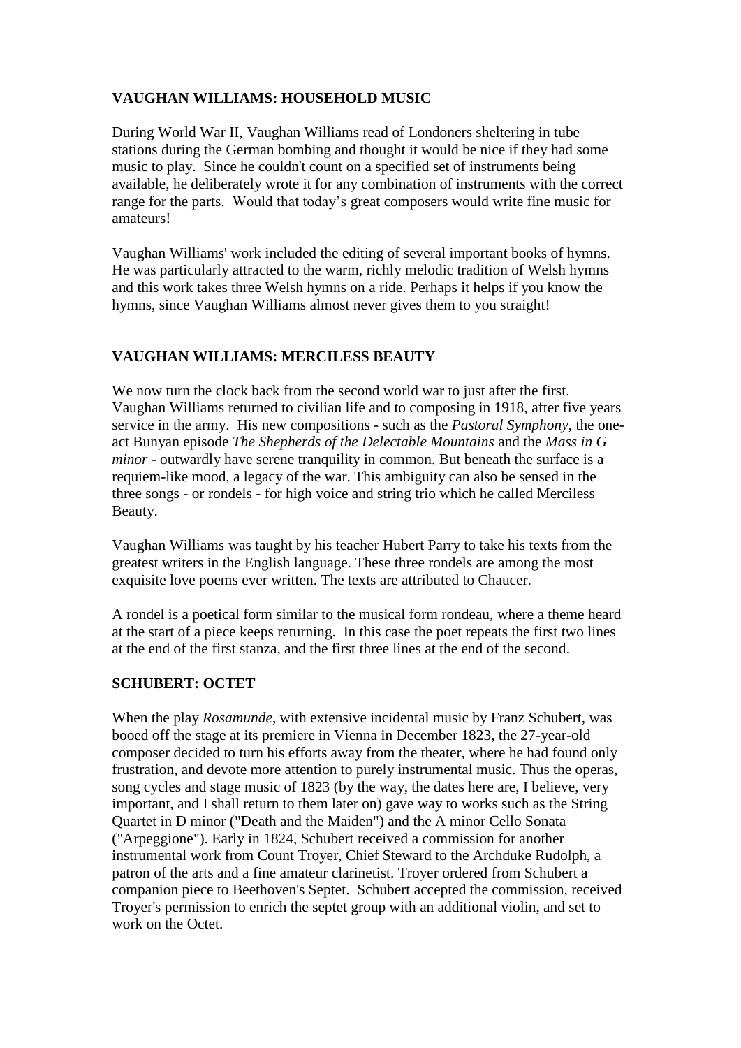## VAUGHAN WILLIAMS: HOUSEHOLD MUSIC

During World War II, Vaughan Williams read of Londoners sheltering in tube stations during the German bombing and thought it would be nice if they had some music to play. Since he couldn't count on a specified set of instruments being available, he deliberately wrote it for any combination of instruments with the correct range for the parts. Would that today's great composers would write fine music for amateurs!

Vaughan Williams' work included the editing of several important books of hymns. He was particularly attracted to the warm, richly melodic tradition of Welsh hymns and this work takes three Welsh hymns on a ride. Perhaps it helps if you know the hymns, since Vaughan Williams almost never gives them to you straight!

## VAUGHAN WILLIAMS: MERCILESS BEAUTY

We now turn the clock back from the second world war to just after the first. Vaughan Williams returned to civilian life and to composing in 1918, after five years service in the army. His new compositions - such as the *Pastoral Symphony*, the one-act Bunyan episode *The Shepherds of the Delectable Mountains* and the *Mass in G minor* - outwardly have serene tranquility in common. But beneath the surface is a requiem-like mood, a legacy of the war. This ambiguity can also be sensed in the three songs - or rondels - for high voice and string trio which he called Merciless Beauty.

Vaughan Williams was taught by his teacher Hubert Parry to take his texts from the greatest writers in the English language. These three rondels are among the most exquisite love poems ever written. The texts are attributed to Chaucer.

A rondel is a poetical form similar to the musical form rondeau, where a theme heard at the start of a piece keeps returning. In this case the poet repeats the first two lines at the end of the first stanza, and the first three lines at the end of the second.

## SCHUBERT: OCTET

When the play *Rosamunde*, with extensive incidental music by Franz Schubert, was booed off the stage at its premiere in Vienna in December 1823, the 27-year-old composer decided to turn his efforts away from the theater, where he had found only frustration, and devote more attention to purely instrumental music. Thus the operas, song cycles and stage music of 1823 (by the way, the dates here are, I believe, very important, and I shall return to them later on) gave way to works such as the String Quartet in D minor ("Death and the Maiden") and the A minor Cello Sonata ("Arpeggione"). Early in 1824, Schubert received a commission for another instrumental work from Count Troyer, Chief Steward to the Archduke Rudolph, a patron of the arts and a fine amateur clarinetist. Troyer ordered from Schubert a companion piece to Beethoven's Septet. Schubert accepted the commission, received Troyer's permission to enrich the septet group with an additional violin, and set to work on the Octet.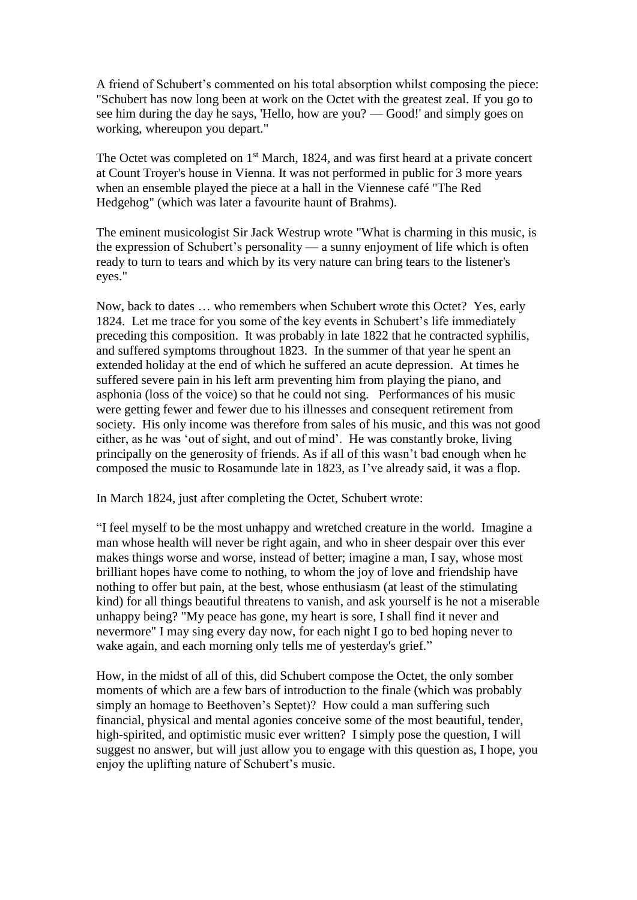A friend of Schubert's commented on his total absorption whilst composing the piece: "Schubert has now long been at work on the Octet with the greatest zeal. If you go to see him during the day he says, 'Hello, how are you? — Good!' and simply goes on working, whereupon you depart."

The Octet was completed on 1st March, 1824, and was first heard at a private concert at Count Troyer's house in Vienna. It was not performed in public for 3 more years when an ensemble played the piece at a hall in the Viennese café "The Red Hedgehog" (which was later a favourite haunt of Brahms).

The eminent musicologist Sir Jack Westrup wrote "What is charming in this music, is the expression of Schubert's personality — a sunny enjoyment of life which is often ready to turn to tears and which by its very nature can bring tears to the listener's eyes."

Now, back to dates … who remembers when Schubert wrote this Octet? Yes, early 1824. Let me trace for you some of the key events in Schubert's life immediately preceding this composition. It was probably in late 1822 that he contracted syphilis, and suffered symptoms throughout 1823. In the summer of that year he spent an extended holiday at the end of which he suffered an acute depression. At times he suffered severe pain in his left arm preventing him from playing the piano, and asphonia (loss of the voice) so that he could not sing. Performances of his music were getting fewer and fewer due to his illnesses and consequent retirement from society. His only income was therefore from sales of his music, and this was not good either, as he was 'out of sight, and out of mind'. He was constantly broke, living principally on the generosity of friends. As if all of this wasn't bad enough when he composed the music to Rosamunde late in 1823, as I've already said, it was a flop.

In March 1824, just after completing the Octet, Schubert wrote:

"I feel myself to be the most unhappy and wretched creature in the world. Imagine a man whose health will never be right again, and who in sheer despair over this ever makes things worse and worse, instead of better; imagine a man, I say, whose most brilliant hopes have come to nothing, to whom the joy of love and friendship have nothing to offer but pain, at the best, whose enthusiasm (at least of the stimulating kind) for all things beautiful threatens to vanish, and ask yourself is he not a miserable unhappy being? "My peace has gone, my heart is sore, I shall find it never and nevermore" I may sing every day now, for each night I go to bed hoping never to wake again, and each morning only tells me of yesterday's grief."

How, in the midst of all of this, did Schubert compose the Octet, the only somber moments of which are a few bars of introduction to the finale (which was probably simply an homage to Beethoven's Septet)? How could a man suffering such financial, physical and mental agonies conceive some of the most beautiful, tender, high-spirited, and optimistic music ever written? I simply pose the question, I will suggest no answer, but will just allow you to engage with this question as, I hope, you enjoy the uplifting nature of Schubert's music.